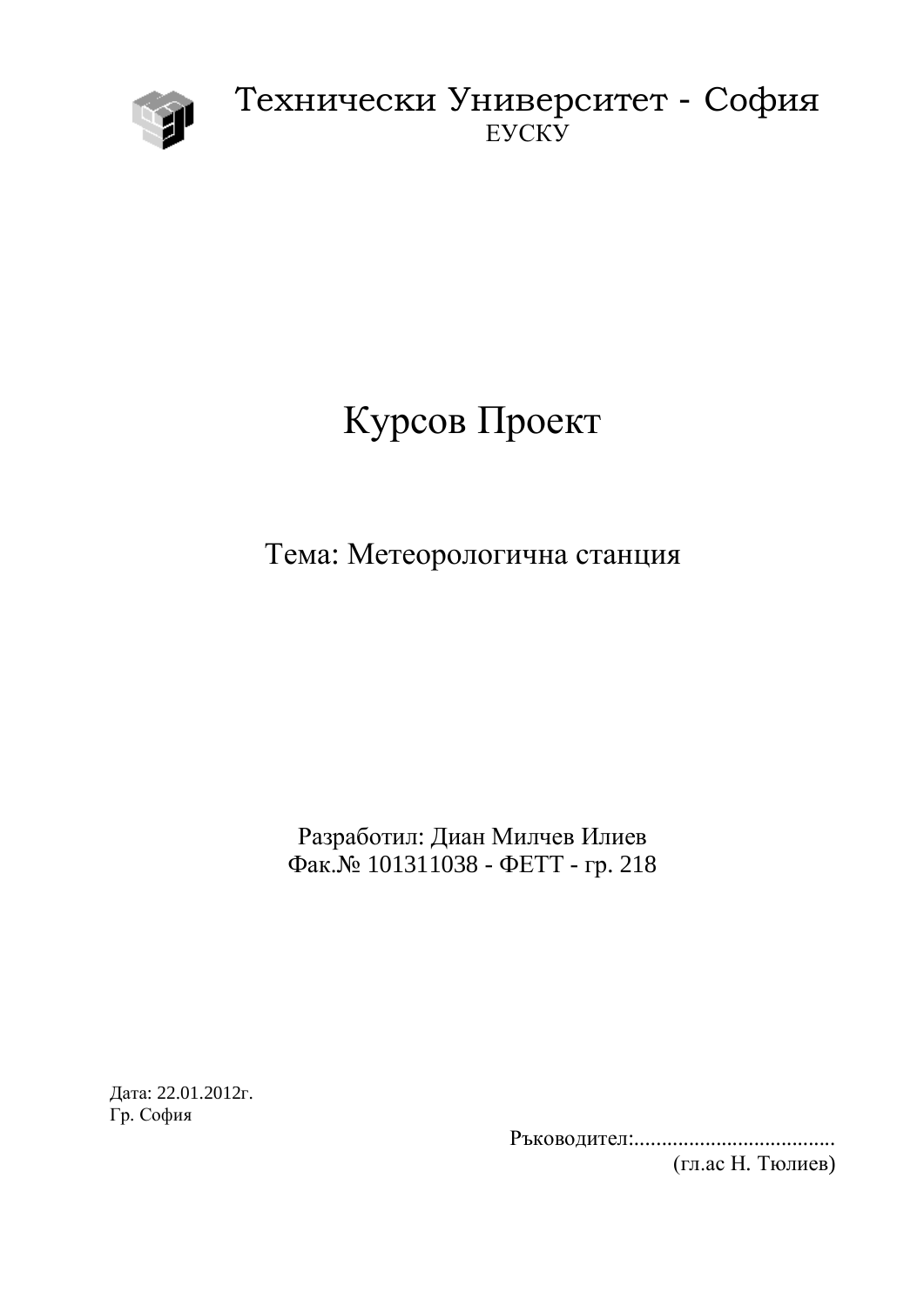# Технически Университет - София

ЕУСКУ

# Курсов Проект

## Тема: Метеорологична станция

Разработил: Диан Милчев Илиев
Фак.№ 101311038 - ФЕТТ - гр. 218

Дата: 22.01.2012г.
Гр. София

Ръководител:....................................
(гл.ас Н. Тюлиев)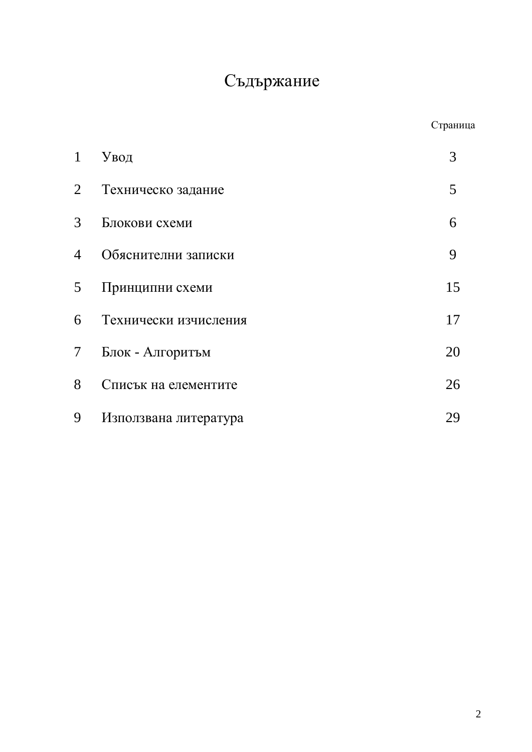# Съдържание

| | | Страница |
|---|---|---|
| 1 | Увод | 3 |
| 2 | Техническо задание | 5 |
| 3 | Блокови схеми | 6 |
| 4 | Обяснителни записки | 9 |
| 5 | Принципни схеми | 15 |
| 6 | Технически изчисления | 17 |
| 7 | Блок - Алгоритъм | 20 |
| 8 | Списък на елементите | 26 |
| 9 | Използвана литература | 29 |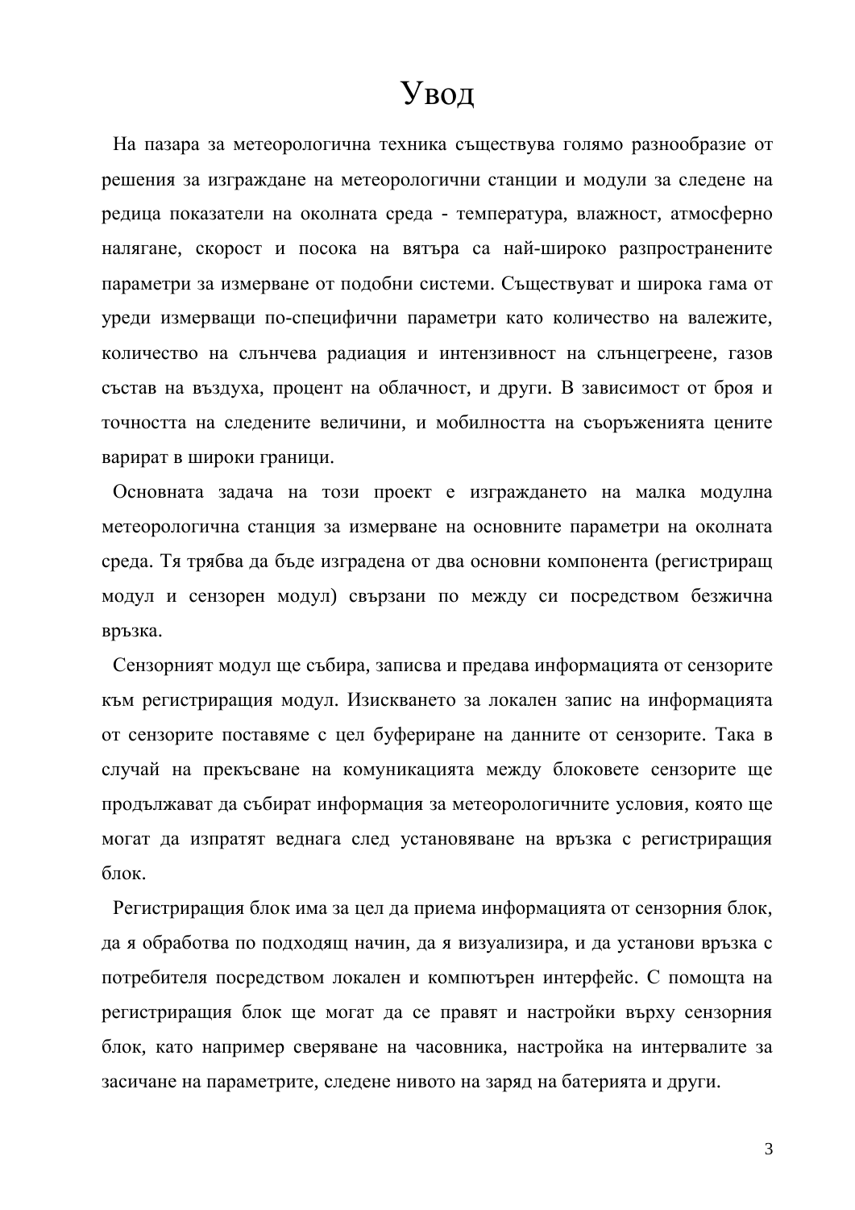# Увод

На пазара за метеорологична техника съществува голямо разнообразие от решения за изграждане на метеорологични станции и модули за следене на редица показатели на околната среда - температура, влажност, атмосферно налягане, скорост и посока на вятъра са най-широко разпространените параметри за измерване от подобни системи. Съществуват и широка гама от уреди измерващи по-специфични параметри като количество на валежите, количество на слънчева радиация и интензивност на слънцегреене, газов състав на въздуха, процент на облачност, и други. В зависимост от броя и точността на следените величини, и мобилността на съоръженията цените варират в широки граници.

Основната задача на този проект е изграждането на малка модулна метеорологична станция за измерване на основните параметри на околната среда. Тя трябва да бъде изградена от два основни компонента (регистриращ модул и сензорен модул) свързани по между си посредством безжична връзка.

Сензорният модул ще събира, записва и предава информацията от сензорите към регистриращия модул. Изискването за локален запис на информацията от сензорите поставяме с цел буфериране на данните от сензорите. Така в случай на прекъсване на комуникацията между блоковете сензорите ще продължават да събират информация за метеорологичните условия, която ще могат да изпратят веднага след установяване на връзка с регистриращия блок.

Регистриращия блок има за цел да приема информацията от сензорния блок, да я обработва по подходящ начин, да я визуализира, и да установи връзка с потребителя посредством локален и компютърен интерфейс. С помощта на регистриращия блок ще могат да се правят и настройки върху сензорния блок, като например сверяване на часовника, настройка на интервалите за засичане на параметрите, следене нивото на заряд на батерията и други.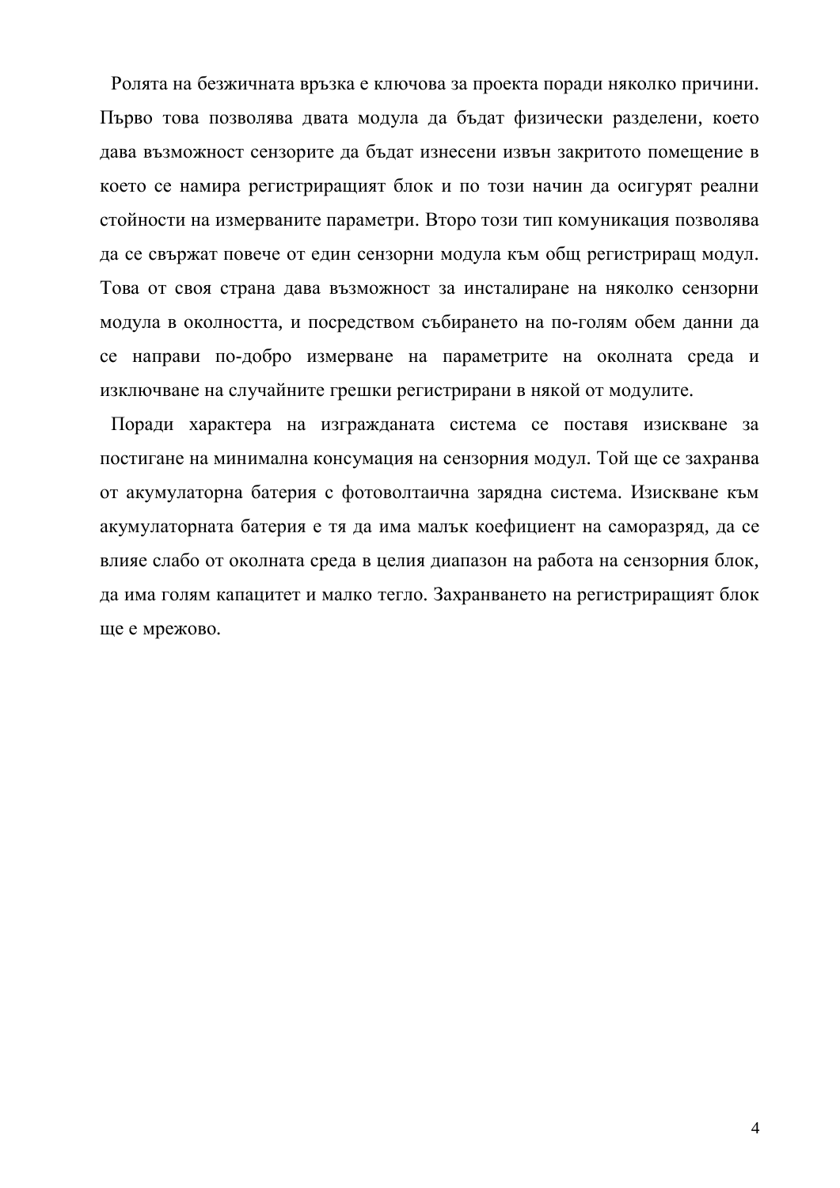Ролята на безжичната връзка е ключова за проекта поради няколко причини. Първо това позволява двата модула да бъдат физически разделени, което дава възможност сензорите да бъдат изнесени извън закритото помещение в което се намира регистриращият блок и по този начин да осигурят реални стойности на измерваните параметри. Второ този тип комуникация позволява да се свържат повече от един сензорни модула към общ регистриращ модул. Това от своя страна дава възможност за инсталиране на няколко сензорни модула в околността, и посредством събирането на по-голям обем данни да се направи по-добро измерване на параметрите на околната среда и изключване на случайните грешки регистрирани в някой от модулите.

Поради характера на изгражданата система се поставя изискване за постигане на минимална консумация на сензорния модул. Той ще се захранва от акумулаторна батерия с фотоволтаична зарядна система. Изискване към акумулаторната батерия е тя да има малък коефициент на саморазряд, да се влияе слабо от околната среда в целия диапазон на работа на сензорния блок, да има голям капацитет и малко тегло. Захранването на регистриращият блок ще е мрежово.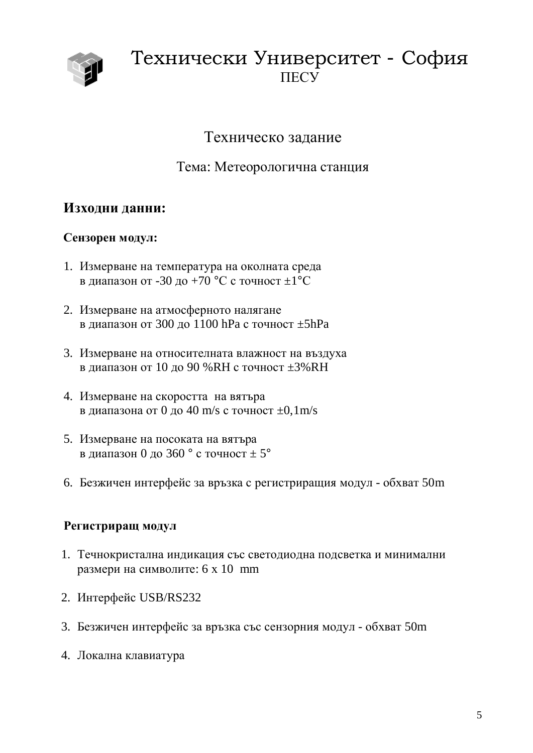# Технически Университет - София

ПЕСУ

## Техническо задание

Тема: Метеорологична станция

## Изходни данни:

### Сензорен модул:

1. Измерване на температура на околната среда
   в диапазон от -30 до +70 °C с точност ±1°C

2. Измерване на атмосферното налягане
   в диапазон от 300 до 1100 hPa с точност ±5hPa

3. Измерване на относителната влажност на въздуха
   в диапазон от 10 до 90 %RH с точност ±3%RH

4. Измерване на скоростта на вятъра
   в диапазона от 0 до 40 m/s с точност ±0,1m/s

5. Измерване на посоката на вятъра
   в диапазон 0 до 360 ° с точност ± 5°

6. Безжичен интерфейс за връзка с регистриращия модул - обхват 50m

### Регистриращ модул

1. Течнокристална индикация със светодиодна подсветка и минимални размери на символите: 6 x 10 mm

2. Интерфейс USB/RS232

3. Безжичен интерфейс за връзка със сензорния модул - обхват 50m

4. Локална клавиатура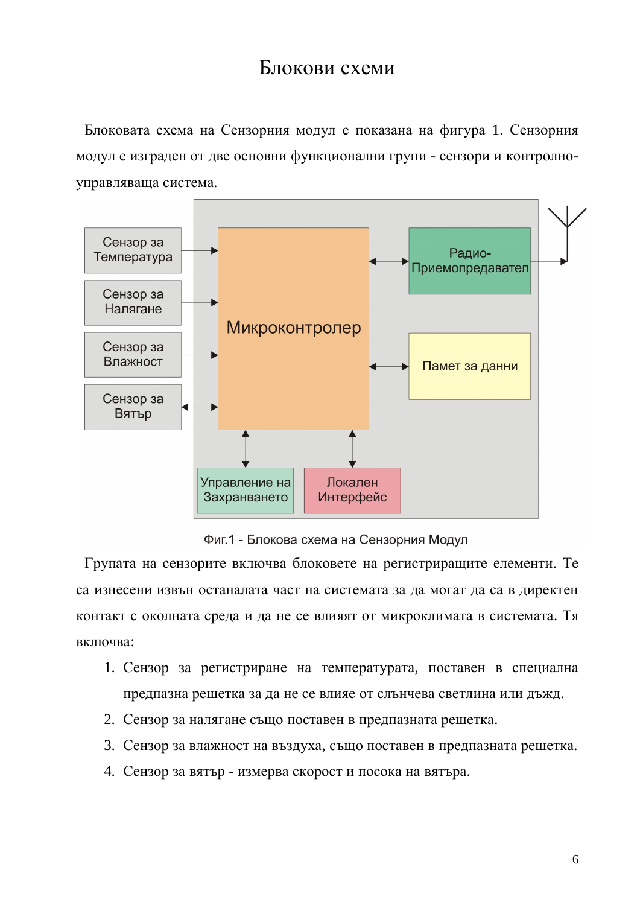# Блокови схеми

Блоковата схема на Сензорния модул е показана на фигура 1. Сензорния модул е изграден от две основни функционални групи - сензори и контролно-управляваща система.

Фиг.1 - Блокова схема на Сензорния Модул

Групата на сензорите включва блоковете на регистриращите елементи. Те са изнесени извън останалата част на системата за да могат да са в директен контакт с околната среда и да не се влияят от микроклимата в системата. Тя включва:

1. Сензор за регистриране на температурата, поставен в специална предпазна решетка за да не се влияе от слънчева светлина или дъжд.
2. Сензор за налягане също поставен в предпазната решетка.
3. Сензор за влажност на въздуха, също поставен в предпазната решетка.
4. Сензор за вятър - измерва скорост и посока на вятъра.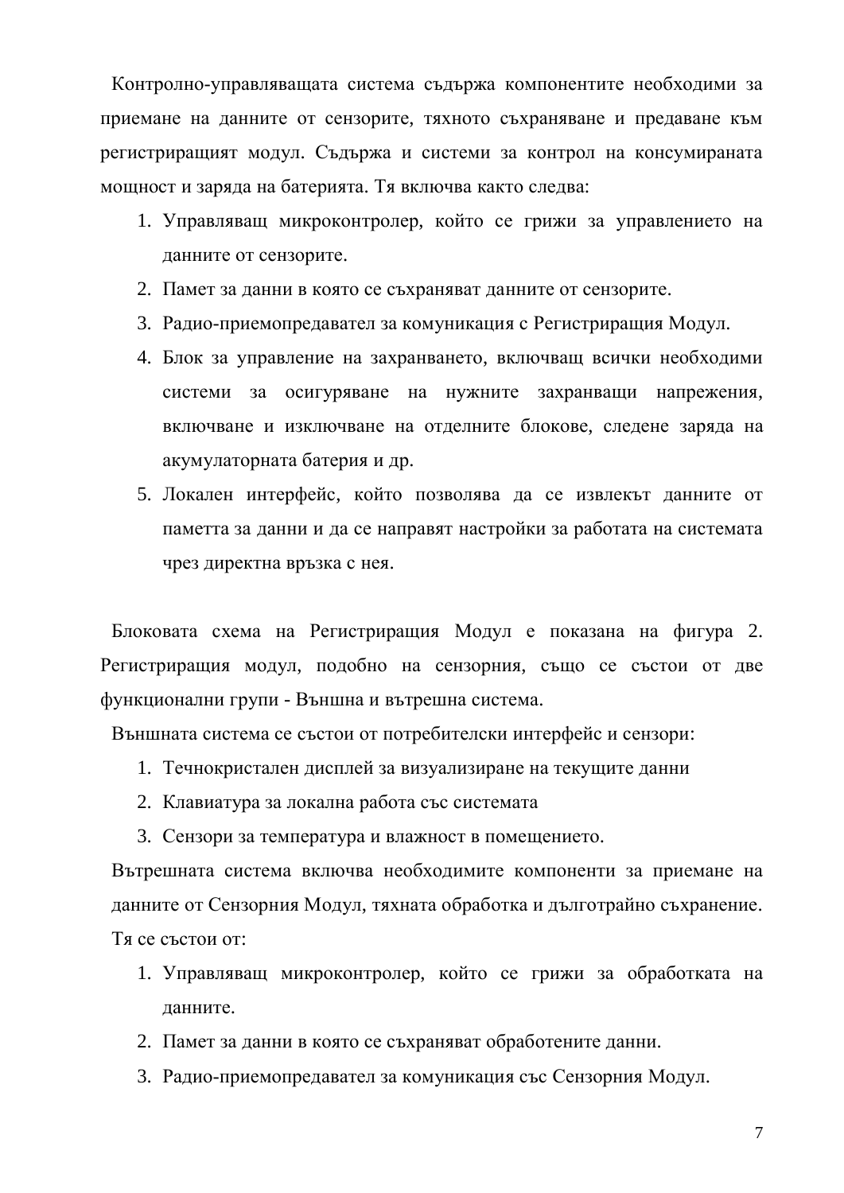Контролно-управляващата система съдържа компонентите необходими за приемане на данните от сензорите, тяхното съхраняване и предаване към регистриращият модул. Съдържа и системи за контрол на консумираната мощност и заряда на батерията. Тя включва както следва:

1. Управляващ микроконтролер, който се грижи за управлението на данните от сензорите.
2. Памет за данни в която се съхраняват данните от сензорите.
3. Радио-приемопредавател за комуникация с Регистриращия Модул.
4. Блок за управление на захранването, включващ всички необходими системи за осигуряване на нужните захранващи напрежения, включване и изключване на отделните блокове, следене заряда на акумулаторната батерия и др.
5. Локален интерфейс, който позволява да се извлекът данните от паметта за данни и да се направят настройки за работата на системата чрез директна връзка с нея.

Блоковата схема на Регистриращия Модул е показана на фигура 2. Регистриращия модул, подобно на сензорния, също се състои от две функционални групи - Външна и вътрешна система.

Външната система се състои от потребителски интерфейс и сензори:

1. Течнокристален дисплей за визуализиране на текущите данни
2. Клавиатура за локална работа със системата
3. Сензори за температура и влажност в помещението.

Вътрешната система включва необходимите компоненти за приемане на данните от Сензорния Модул, тяхната обработка и дълготрайно съхранение. Тя се състои от:

1. Управляващ микроконтролер, който се грижи за обработката на данните.
2. Памет за данни в която се съхраняват обработените данни.
3. Радио-приемопредавател за комуникация със Сензорния Модул.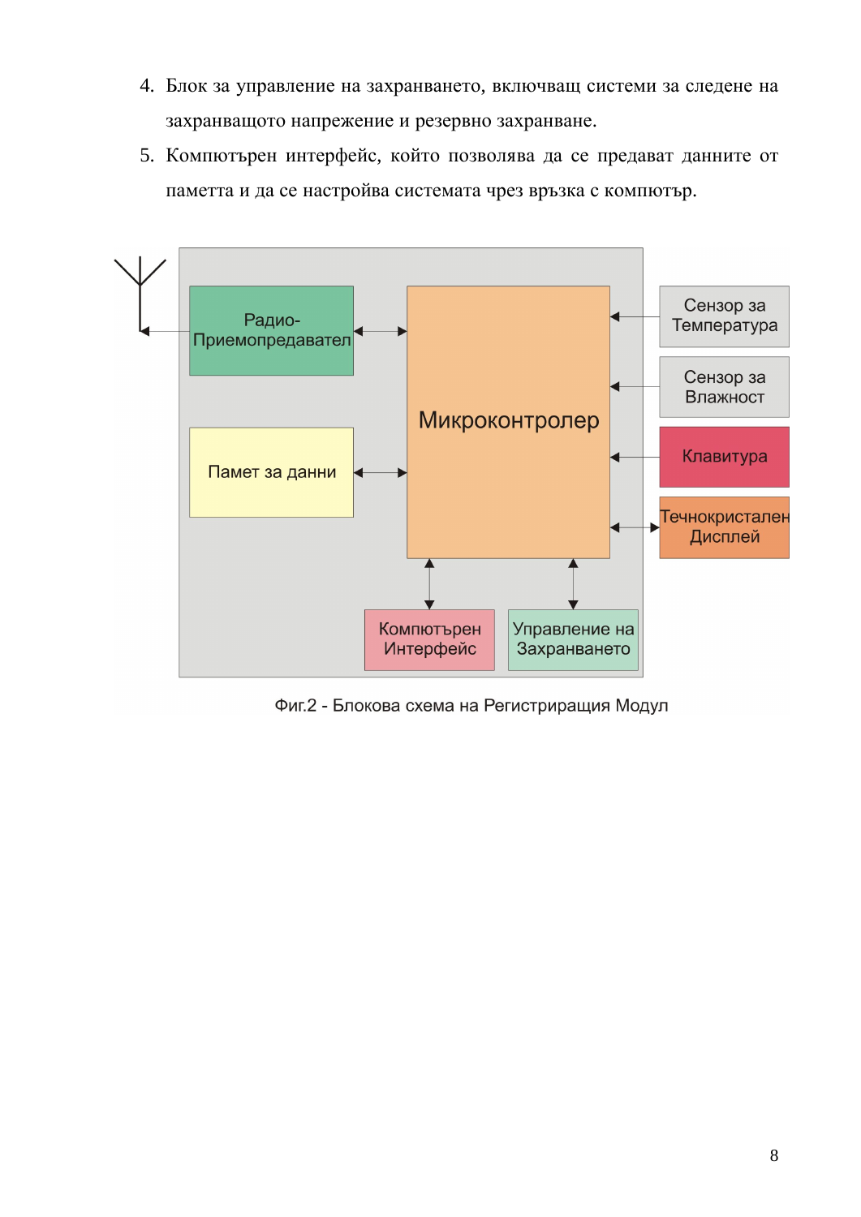4. Блок за управление на захранването, включващ системи за следене на захранващото напрежение и резервно захранване.
5. Компютърен интерфейс, който позволява да се предават данните от паметта и да се настройва системата чрез връзка с компютър.

Фиг.2 - Блокова схема на Регистриращия Модул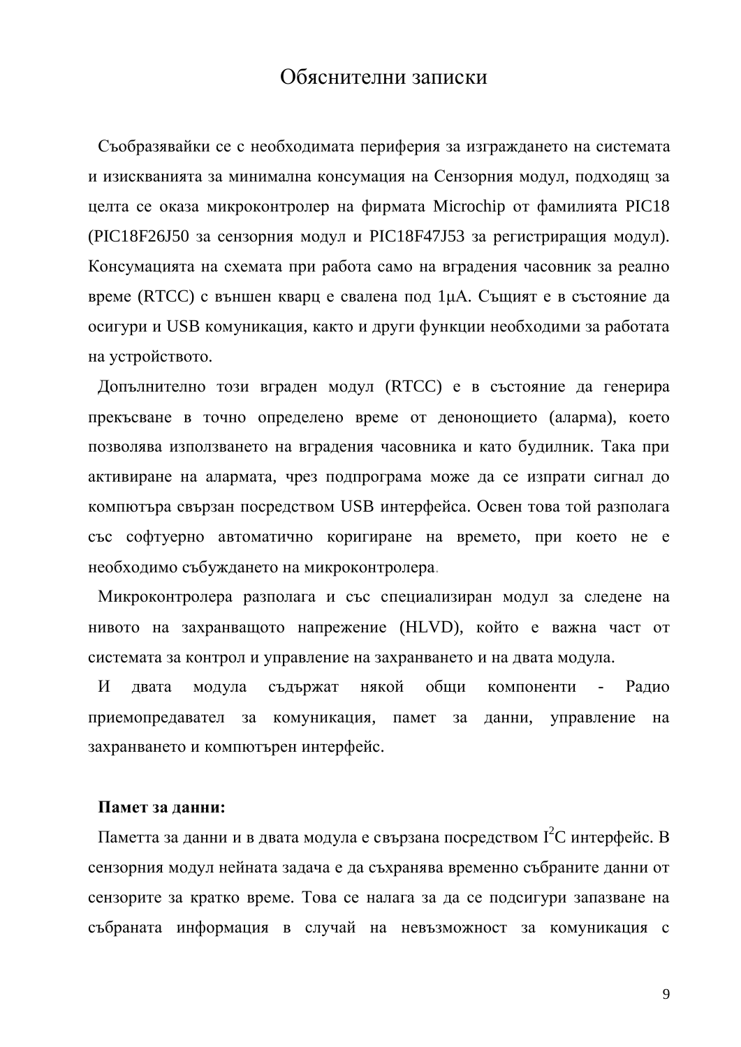# Обяснителни записки

Съобразявайки се с необходимата периферия за изграждането на системата и изискванията за минимална консумация на Сензорния модул, подходящ за целта се оказа микроконтролер на фирмата Microchip от фамилията PIC18 (PIC18F26J50 за сензорния модул и PIC18F47J53 за регистриращия модул). Консумацията на схемата при работа само на вградения часовник за реално време (RTCC) с външен кварц е свалена под 1μA. Същият е в състояние да осигури и USB комуникация, както и други функции необходими за работата на устройството.

Допълнително този вграден модул (RTCC) е в състояние да генерира прекъсване в точно определено време от денонощието (аларма), което позволява използването на вградения часовника и като будилник. Така при активиране на алармата, чрез подпрограма може да се изпрати сигнал до компютъра свързан посредством USB интерфейса. Освен това той разполага със софтуерно автоматично коригиране на времето, при което не е необходимо събуждането на микроконтролера.

Микроконтролера разполага и със специализиран модул за следене на нивото на захранващото напрежение (HLVD), който е важна част от системата за контрол и управление на захранването и на двата модула.

И двата модула съдържат някой общи компоненти - Радио приемопредавател за комуникация, памет за данни, управление на захранването и компютърен интерфейс.

**Памет за данни:**

Паметта за данни и в двата модула е свързана посредством $I^2C$ интерфейс. В сензорния модул нейната задача е да съхранява временно събраните данни от сензорите за кратко време. Това се налага за да се подсигури запазване на събраната информация в случай на невъзможност за комуникация с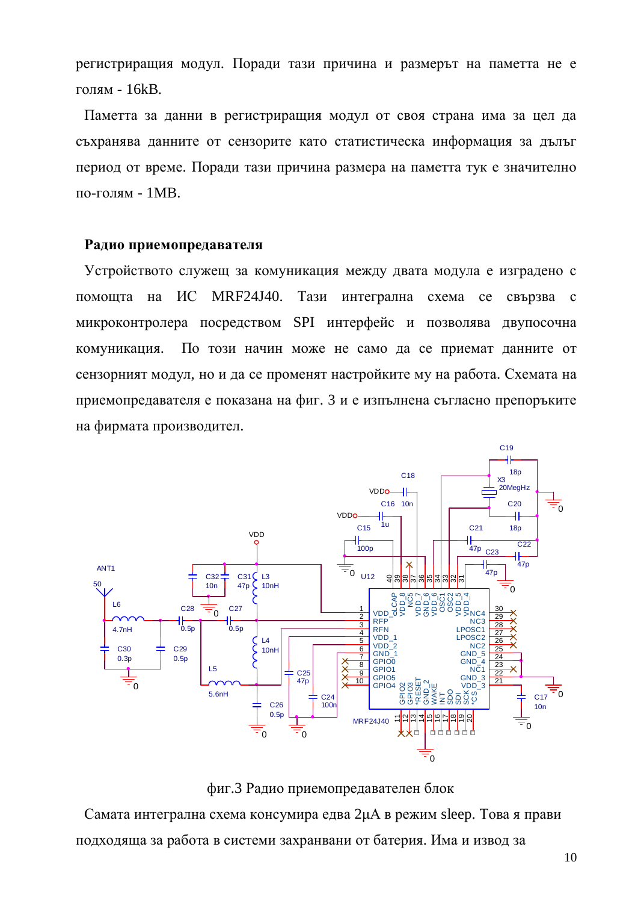регистрирация модул. Поради тази причина и размерът на паметта не е голям - 16kB.

Паметта за данни в регистрирация модул от своя страна има за цел да съхранява данните от сензорите като статистическа информация за дълъг период от време. Поради тази причина размера на паметта тук е значително по-голям - 1MB.

### Радио приемопредавателя

Устройството служещ за комуникация между двата модула е изградено с помощта на ИС MRF24J40. Тази интегрална схема се свързва с микроконтролера посредством SPI интерфейс и позволява двупосочна комуникация. По този начин може не само да се приемат данните от сензорният модул, но и да се променят настройките му на работа. Схемата на приемопредавателя е показана на фиг. 3 и е изпълнена съгласно препоръките на фирмата производител.

фиг.3 Радио приемопредавателен блок

Самата интегрална схема консумира едва 2μA в режим sleep. Това я прави подходяща за работа в системи захранвани от батерия. Има и извод за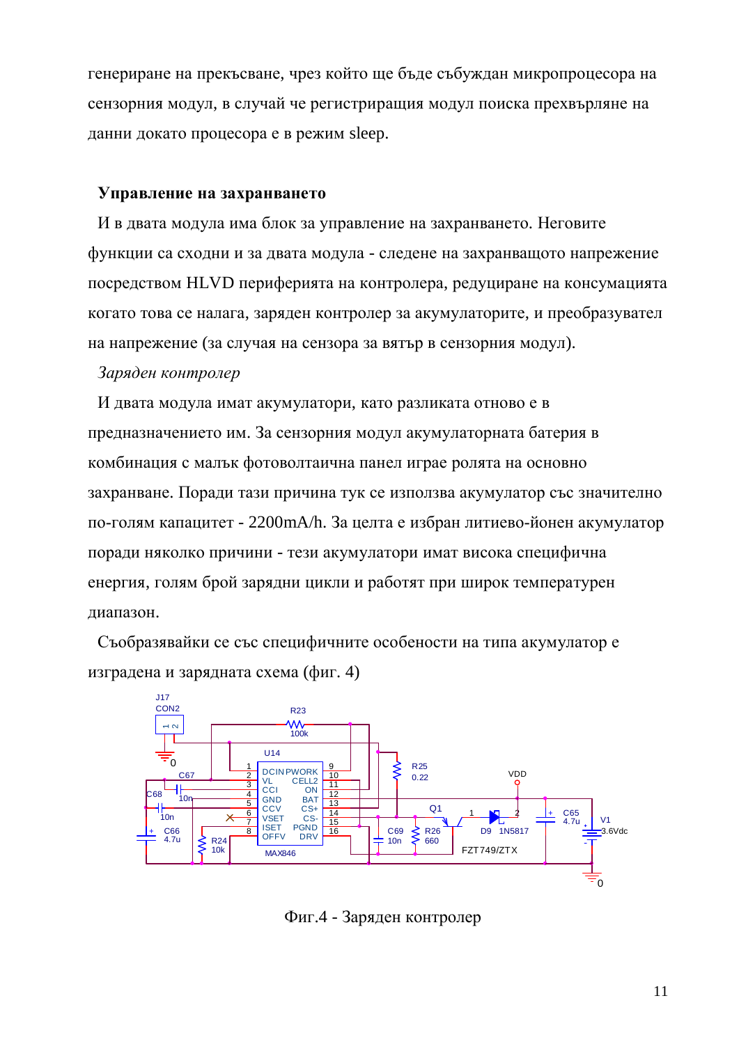генериране на прекъсване, чрез който ще бъде събуждан микропроцесора на сензорния модул, в случай че регистриращия модул поиска прехвърляне на данни докато процесора е в режим sleep.

### Управление на захранването

И в двата модула има блок за управление на захранването. Неговите функции са сходни и за двата модула - следене на захранващото напрежение посредством HLVD периферията на контролера, редуциране на консумацията когато това се налага, заряден контролер за акумулаторите, и преобразувател на напрежение (за случая на сензора за вятър в сензорния модул).

*Заряден контролер*

И двата модула имат акумулатори, като разликата отново е в предназначението им. За сензорния модул акумулаторната батерия в комбинация с малък фотоволтаична панел играе ролята на основно захранване. Поради тази причина тук се използва акумулатор със значително по-голям капацитет - 2200mA/h. За целта е избран литиево-йонен акумулатор поради няколко причини - тези акумулатори имат висока специфична енергия, голям брой зарядни цикли и работят при широк температурен диапазон.

Съобразявайки се със специфичните особености на типа акумулатор е изградена и зарядната схема (фиг. 4)

Фиг.4 - Заряден контролер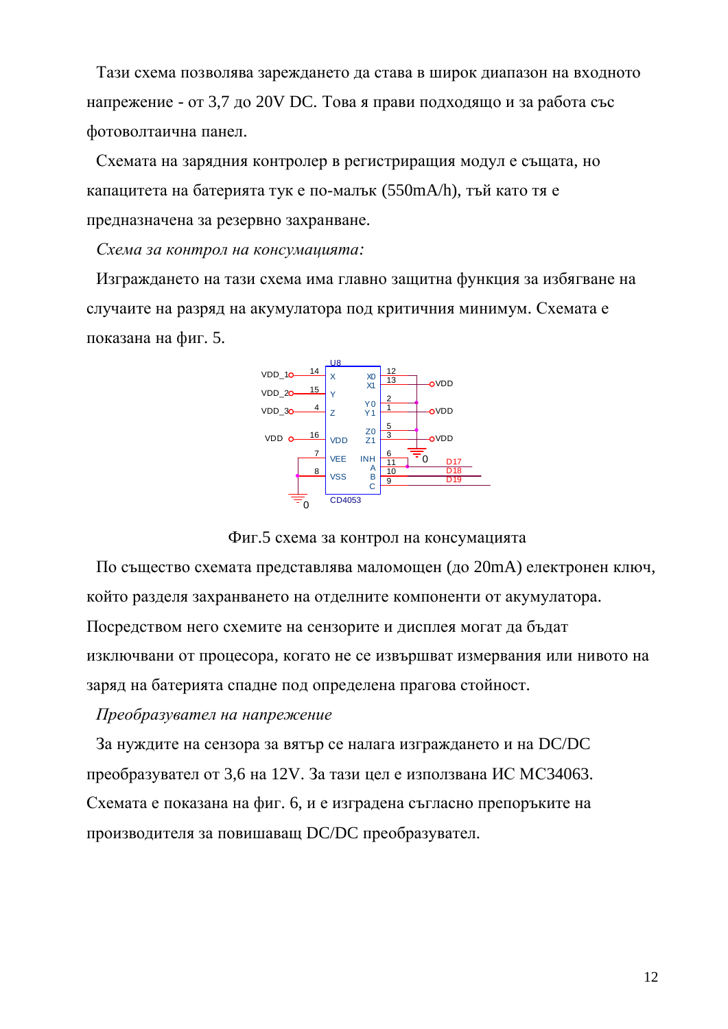Тази схема позволява зареждането да става в широк диапазон на входното напрежение - от 3,7 до 20V DC. Това я прави подходящо и за работа със фотоволтаична панел.

Схемата на зарядния контролер в регистриращия модул е същата, но капацитета на батерията тук е по-малък (550mA/h), тъй като тя е предназначена за резервно захранване.

*Схема за контрол на консумацията:*

Изграждането на тази схема има главно защитна функция за избягване на случаите на разряд на акумулатора под критичния минимум. Схемата е показана на фиг. 5.

Фиг.5 схема за контрол на консумацията

По същество схемата представлява маломощен (до 20mA) електронен ключ, който разделя захранването на отделните компоненти от акумулатора. Посредством него схемите на сензорите и дисплея могат да бъдат изключвани от процесора, когато не се извършват измервания или нивото на заряд на батерията спадне под определена прагова стойност.

*Преобразувател на напрежение*

За нуждите на сензора за вятър се налага изграждането и на DC/DC преобразувател от 3,6 на 12V. За тази цел е използвана ИС MC34063. Схемата е показана на фиг. 6, и е изградена съгласно препоръките на производителя за повишаващ DC/DC преобразувател.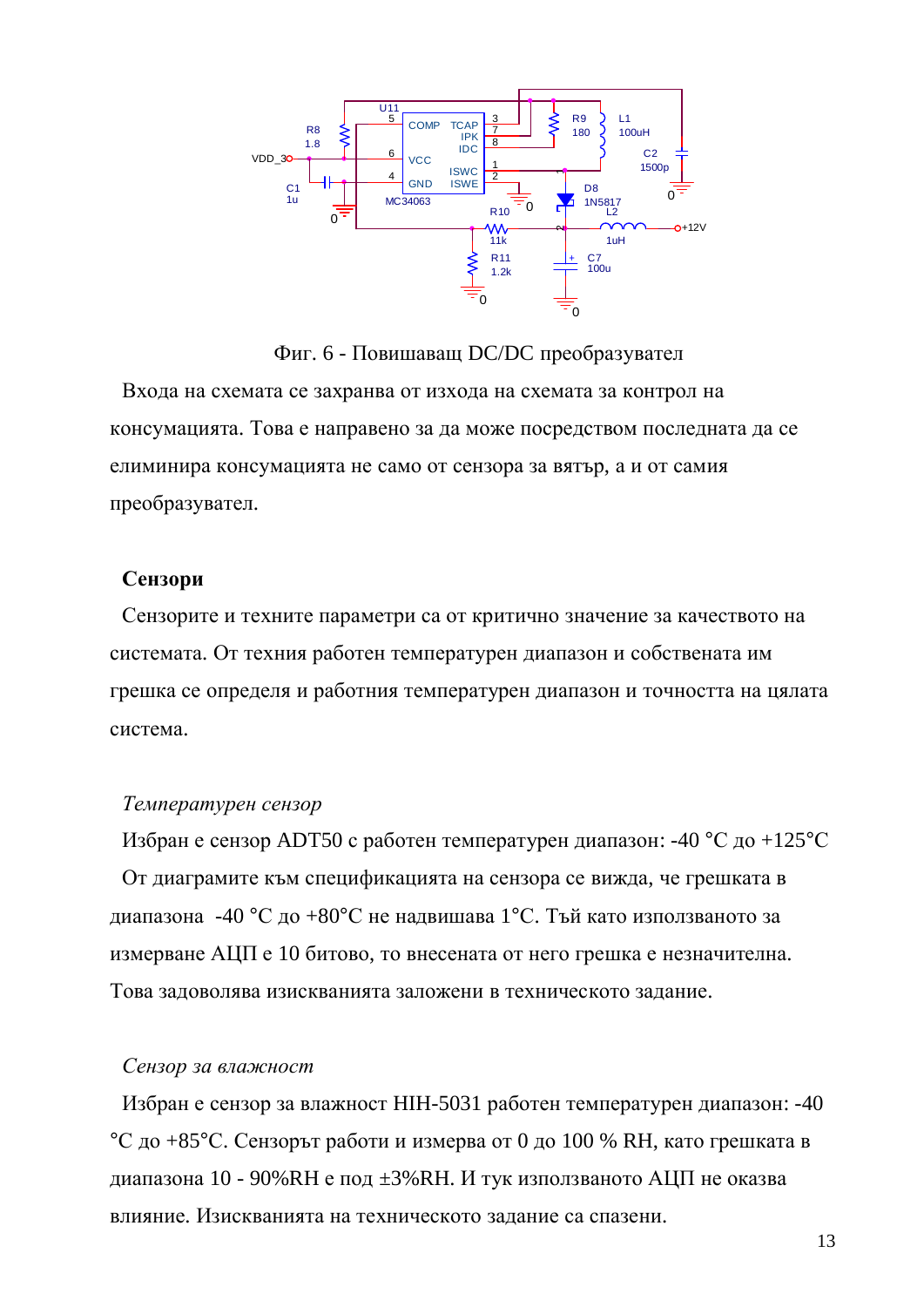Фиг. 6 - Повишаващ DC/DC преобразувател

Входа на схемата се захранва от изхода на схемата за контрол на консумацията. Това е направено за да може посредством последната да се елиминира консумацията не само от сензора за вятър, а и от самия преобразувател.

## Сензори

Сензорите и техните параметри са от критично значение за качеството на системата. От техния работен температурен диапазон и собствената им грешка се определя и работния температурен диапазон и точността на цялата система.

### *Температурен сензор*

Избран е сензор ADT50 с работен температурен диапазон: -40 °C до +125°C

От диаграмите към спецификацията на сензора се вижда, че грешката в диапазона -40 °C до +80°C не надвишава 1°C. Тъй като използваното за измерване АЦП е 10 битово, то внесената от него грешка е незначителна. Това задоволява изискванията заложени в техническото задание.

### *Сензор за влажност*

Избран е сензор за влажност HIH-5031 работен температурен диапазон: -40 °C до +85°C. Сензорът работи и измерва от 0 до 100 % RH, като грешката в диапазона 10 - 90%RH е под ±3%RH. И тук използваното АЦП не оказва влияние. Изискванията на техническото задание са спазени.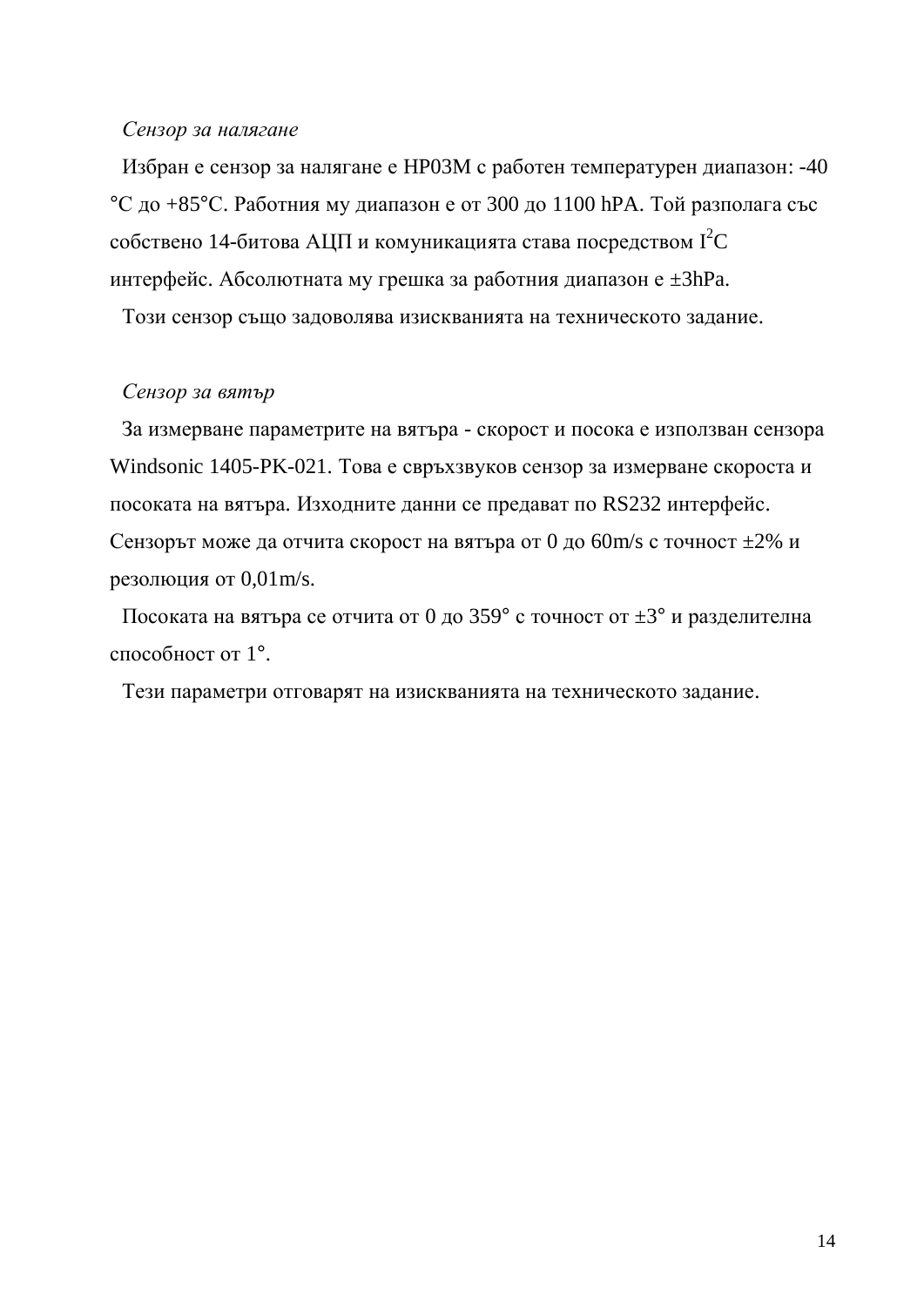*Сензор за налягане*

Избран е сензор за налягане е HP03M с работен температурен диапазон: -40 °C до +85°C. Работния му диапазон е от 300 до 1100 hPA. Той разполага със собствено 14-битова АЦП и комуникацията става посредством $I^2C$ интерфейс. Абсолютната му грешка за работния диапазон е ±3hPa.

Този сензор също задоволява изискванията на техническото задание.

*Сензор за вятър*

За измерване параметрите на вятъра - скорост и посока е използван сензора Windsonic 1405-PK-021. Това е свръхзвуков сензор за измерване скороста и посоката на вятъра. Изходните данни се предават по RS232 интерфейс. Сензорът може да отчита скорост на вятъра от 0 до 60m/s с точност ±2% и резолюция от 0,01m/s.

Посоката на вятъра се отчита от 0 до 359° с точност от ±3° и разделителна способност от 1°.

Тези параметри отговарят на изискванията на техническото задание.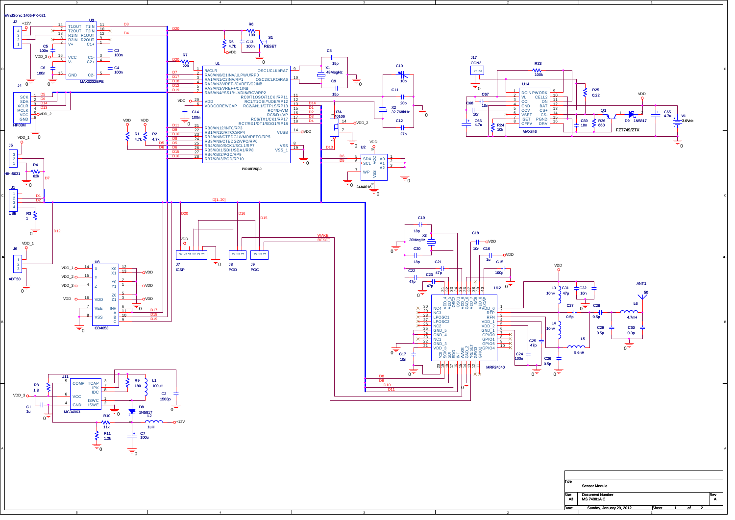WindSonic 1405-PK-021

| Title | Sensor Module | |
|---|---|---|
| Size A3 | Document Number MS 74001A C | Rev A |
| Date: | Sunday, January 29, 2012 | Sheet 1 of 2 |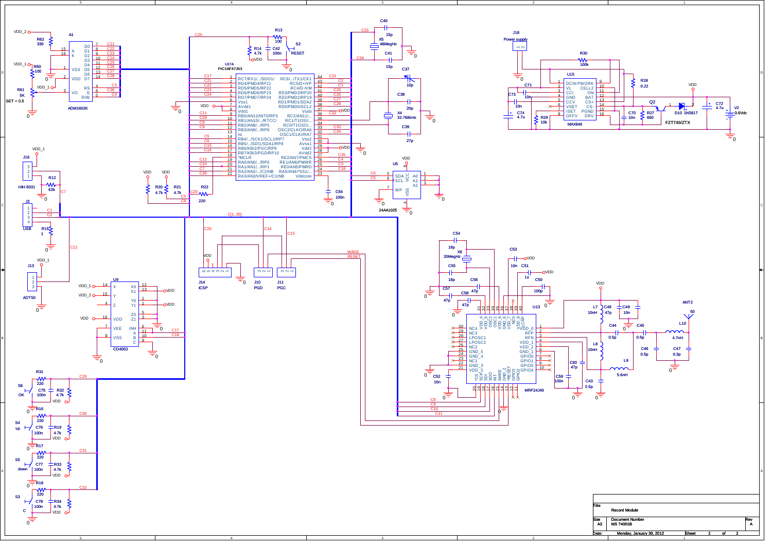| Title | Record Module | | | |
|---|---|---|---|---|
| Size | Document Number | | | Rev |
| A3 | MS 74001B | | | A |
| Date: | Monday, January 30, 2012 | Sheet | 2 of 2 | |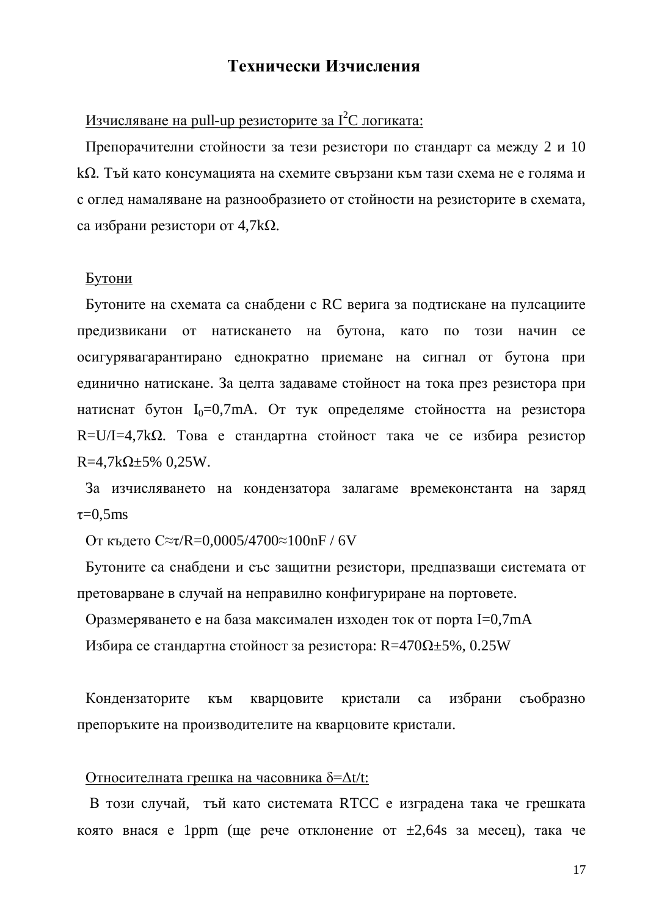# Технически Изчисления

Изчисляване на pull-up резисторите за $I^2C$ логиката:

Препорачителни стойности за тези резистори по стандарт са между 2 и 10 kΩ. Тъй като консумацията на схемите свързани към тази схема не е голяма и с оглед намаляване на разнообразието от стойности на резисторите в схемата, са избрани резистори от 4,7kΩ.

Бутони

Бутоните на схемата са снабдени с RC верига за подтискане на пулсациите предизвикани от натискането на бутона, като по този начин се осигурявагарантирано еднократно приемане на сигнал от бутона при единично натискане. За целта задаваме стойност на тока през резистора при натиснат бутон $I_0$=0,7mA. От тук определяме стойността на резистора R=U/I=4,7kΩ. Това е стандартна стойност така че се избира резистор R=4,7kΩ±5% 0,25W.

За изчисляването на кондензатора залагаме времеконстанта на заряд τ=0,5ms

От където C≈τ/R=0,0005/4700≈100nF / 6V

Бутоните са снабдени и със защитни резистори, предпазващи системата от претоварване в случай на неправилно конфигуриране на портовете.

Оразмеряването е на база максимален изходен ток от порта I=0,7mA

Избира се стандартна стойност за резистора: R=470Ω±5%, 0.25W

Кондензаторите към кварцовите кристали са избрани съобразно препоръките на производителите на кварцовите кристали.

Относителната грешка на часовника δ=Δt/t:

В този случай, тъй като системата RTCC е изградена така че грешката която внася е 1ppm (ще рече отклонение от ±2,64s за месец), така че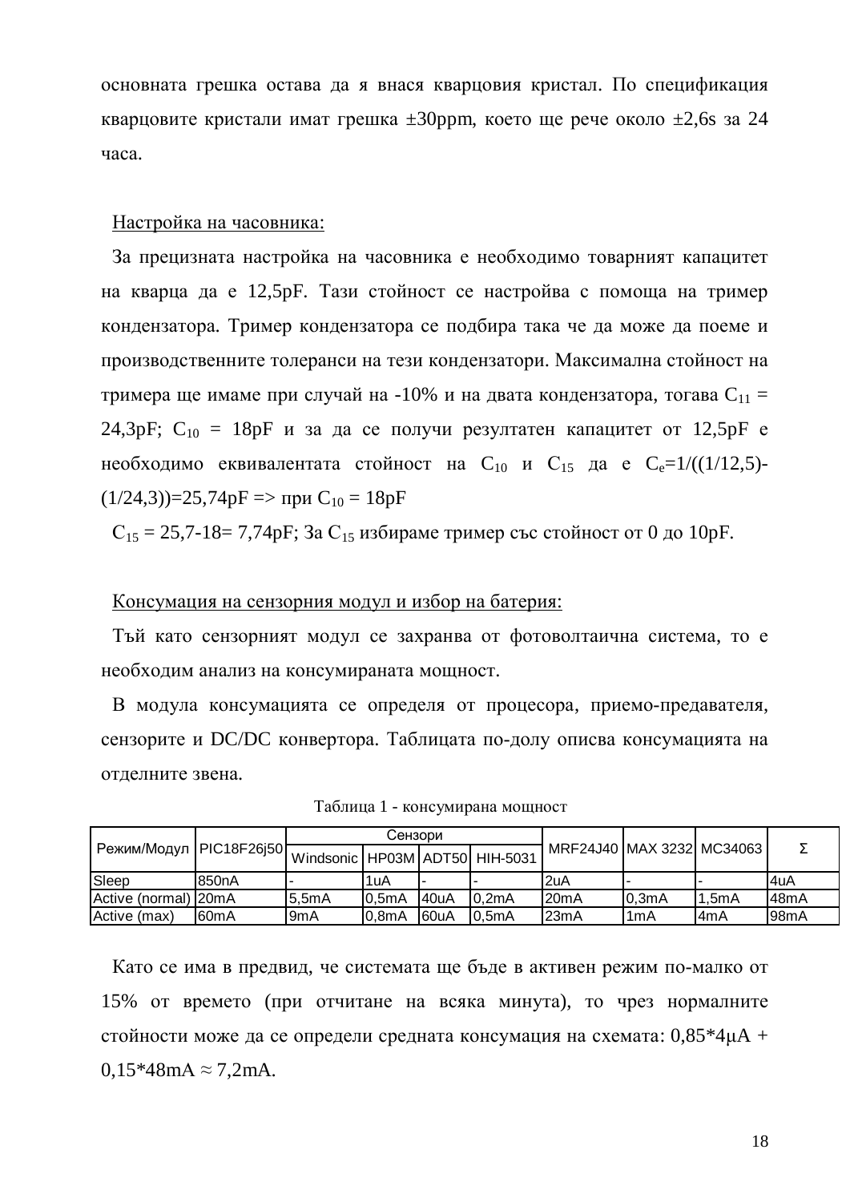основната грешка остава да я внася кварцовия кристал. По спецификация кварцовите кристали имат грешка ±30ppm, което ще рече около ±2,6s за 24 часа.

Настройка на часовника:

За прецизната настройка на часовника е необходимо товарният капацитет на кварца да е 12,5pF. Тази стойност се настройва с помоща на тример кондензатора. Тример кондензатора се подбира така че да може да поеме и производствените толеранси на тези кондензатори. Максимална стойност на тримера ще имаме при случай на -10% и на двата кондензатора, тогава $C_{11}$ = 24,3pF; $C_{10}$ = 18pF и за да се получи резултатен капацитет от 12,5pF е необходимо еквивалентата стойност на $C_{10}$ и $C_{15}$ да е $C_e$=1/((1/12,5)-(1/24,3))=25,74pF => при $C_{10}$ = 18pF

$C_{15}$ = 25,7-18= 7,74pF; За $C_{15}$ избираме тример със стойност от 0 до 10pF.

Консумация на сензорния модул и избор на батерия:

Тъй като сензорният модул се захранва от фотоволтаична система, то е необходим анализ на консумираната мощност.

В модула консумацията се определя от процесора, приемо-предавателя, сензорите и DC/DC конвертора. Таблицата по-долу описва консумацията на отделните звена.

Таблица 1 - консумирана мощност

| Режим/Модул | PIC18F26j50 | Сензори | | | | MRF24J40 | MAX 3232 | MC34063 | Σ |
|---|---|---|---|---|---|---|---|---|---|
| | | Windsonic | HP03M | ADT50 | HIH-5031 | | | | |
| Sleep | 850nA | - | 1uA | - | - | 2uA | - | - | 4uA |
| Active (normal) | 20mA | 5,5mA | 0,5mA | 40uA | 0,2mA | 20mA | 0,3mA | 1,5mA | 48mA |
| Active (max) | 60mA | 9mA | 0,8mA | 60uA | 0,5mA | 23mA | 1mA | 4mA | 98mA |

Като се има в предвид, че системата ще бъде в активен режим по-малко от 15% от времето (при отчитане на всяка минута), то чрез нормалните стойности може да се определи средната консумация на схемата: 0,85*4μA + 0,15*48mA ≈ 7,2mA.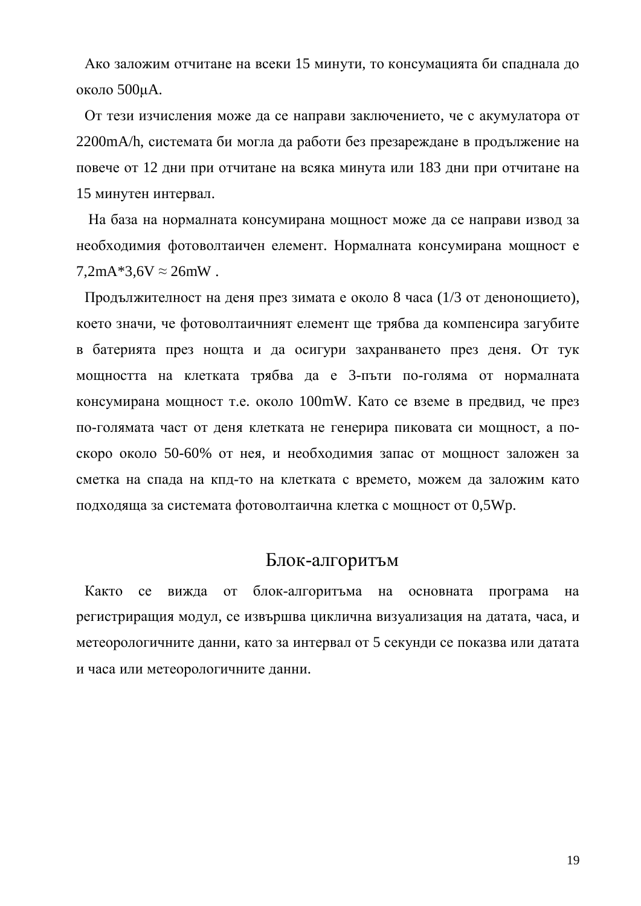Ако заложим отчитане на всеки 15 минути, то консумацията би спаднала до около 500μA.

От тези изчисления може да се направи заключението, че с акумулатора от 2200mA/h, системата би могла да работи без презареждане в продължение на повече от 12 дни при отчитане на всяка минута или 183 дни при отчитане на 15 минутен интервал.

На база на нормалната консумирана мощност може да се направи извод за необходимия фотоволтаичен елемент. Нормалната консумирана мощност е 7,2mA*3,6V ≈ 26mW .

Продължителност на деня през зимата е около 8 часа (1/3 от денонощието), което значи, че фотоволтаичният елемент ще трябва да компенсира загубите в батерията през нощта и да осигури захранването през деня. От тук мощността на клетката трябва да е 3-пъти по-голяма от нормалната консумирана мощност т.е. около 100mW. Като се вземе в предвид, че през по-голямата част от деня клетката не генерира пиковата си мощност, а по-скоро около 50-60% от нея, и необходимия запас от мощност заложен за сметка на спада на кпд-то на клетката с времето, можем да заложим като подходяща за системата фотоволтаична клетка с мощност от 0,5Wp.

## Блок-алгоритъм

Както се вижда от блок-алгоритъма на основната програма на регистрирация модул, се извършва циклична визуализация на датата, часа, и метеорологичните данни, като за интервал от 5 секунди се показва или датата и часа или метеорологичните данни.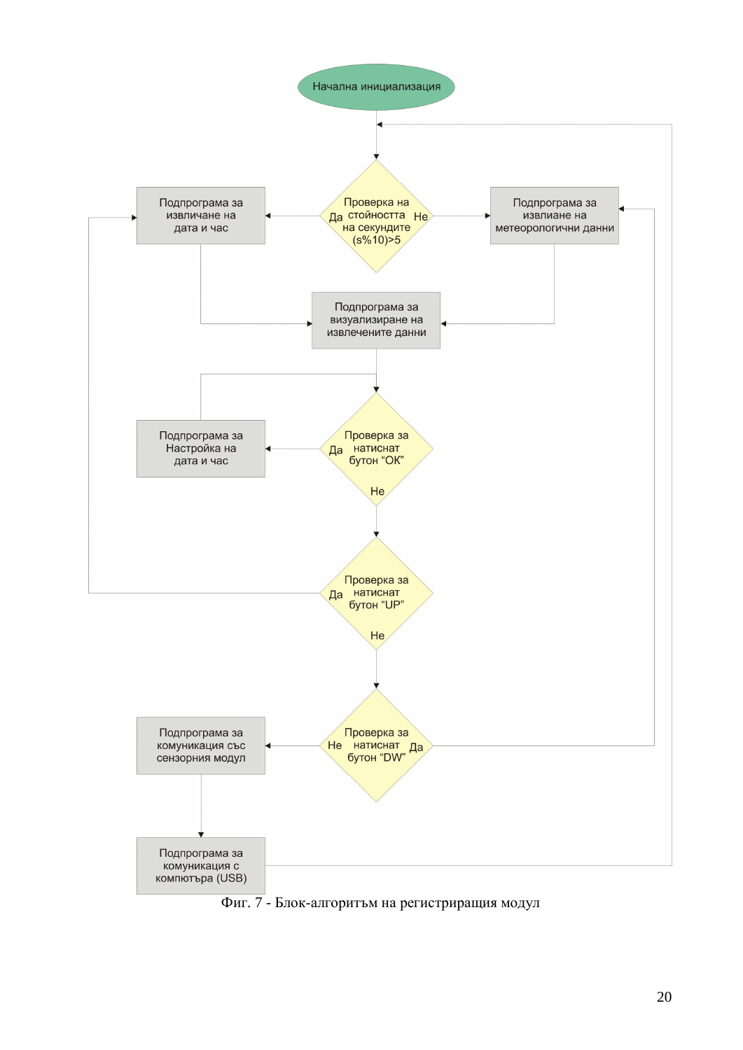Начална инициализация

Проверка на стойността на секундите (s%10)>5 — Да / Не

Подпрограма за извличане на дата и час

Подпрограма за извлиане на метеорологични данни

Подпрограма за визуализиране на извлечените данни

Проверка за натиснат бутон “OK” — Да / Не

Подпрограма за Настройка на дата и час

Проверка за натиснат бутон “UP” — Да / Не

Проверка за натиснат бутон “DW” — Не / Да

Подпрограма за комуникация със сензорния модул

Подпрограма за комуникация с компютъра (USB)

Фиг. 7 - Блок-алгоритъм на регистриращия модул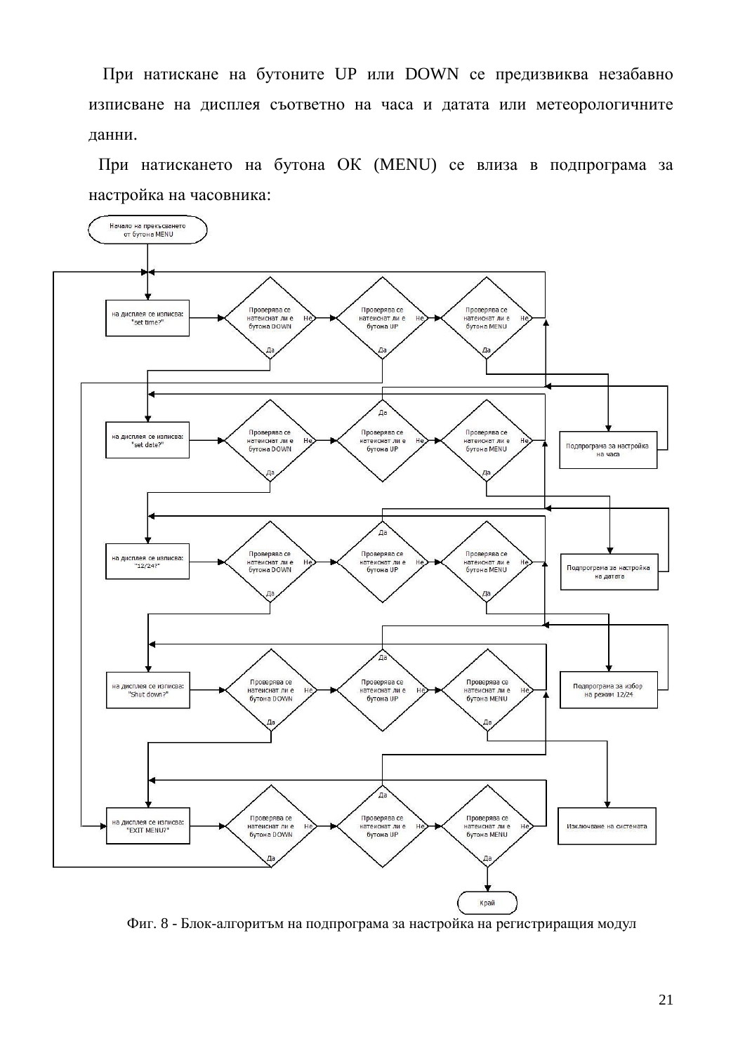При натискане на бутоните UP или DOWN се предизвиква незабавно изписване на дисплея съответно на часа и датата или метеорологичните данни.

При натискането на бутона ОК (MENU) се влиза в подпрограма за настройка на часовника:

Фиг. 8 - Блок-алгоритъм на подпрограма за настройка на регистрирация модул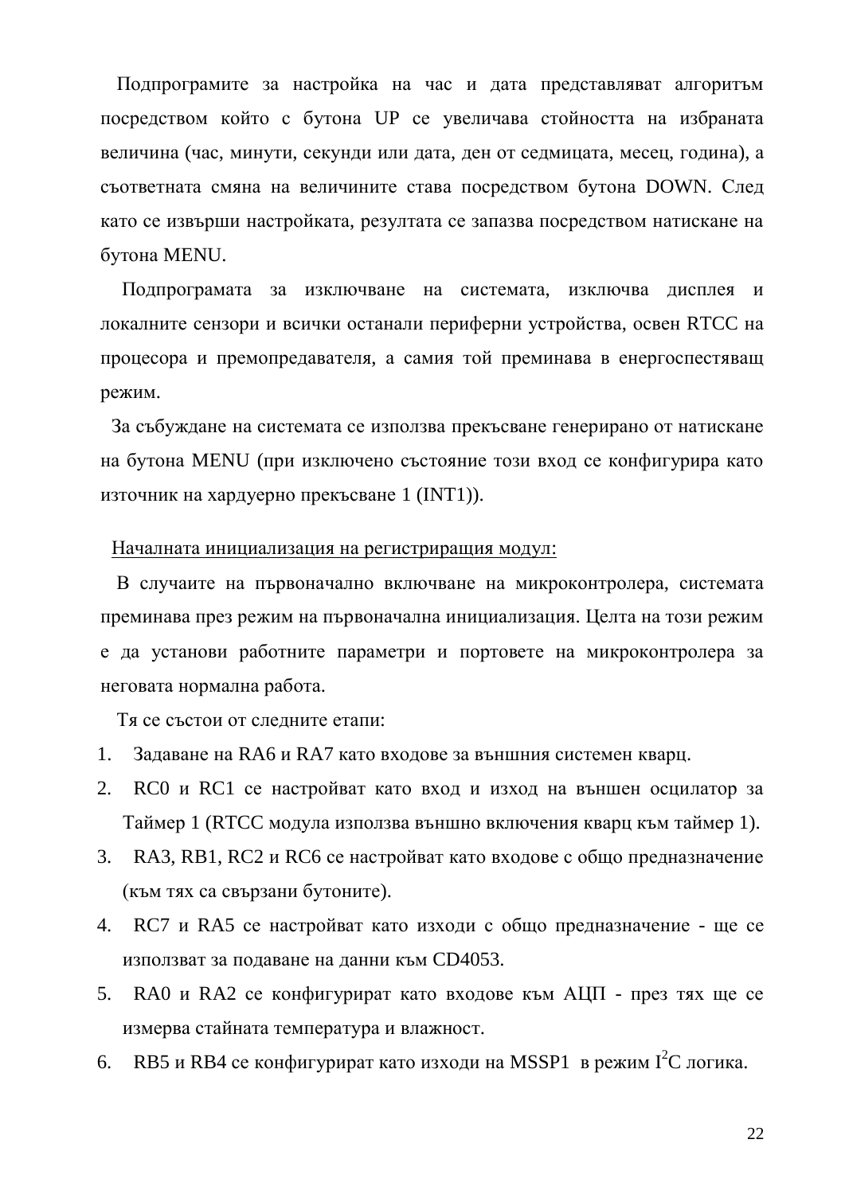Подпрограмите за настройка на час и дата представляват алгоритъм посредством който с бутона UP се увеличава стойността на избраната величина (час, минути, секунди или дата, ден от седмицата, месец, година), а съответната смяна на величините става посредством бутона DOWN. След като се извърши настройката, резултата се запазва посредством натискане на бутона MENU.

Подпрограмата за изключване на системата, изключва дисплея и локалните сензори и всички останали периферни устройства, освен RTCC на процесора и премопредавателя, а самия той преминава в енергоспестяващ режим.

За събуждане на системата се използва прекъсване генерирано от натискане на бутона MENU (при изключено състояние този вход се конфигурира като източник на хардуерно прекъсване 1 (INT1)).

<u>Началната инициализация на регистриращия модул:</u>

В случаите на първоначално включване на микроконтролера, системата преминава през режим на първоначална инициализация. Целта на този режим е да установи работните параметри и портовете на микроконтролера за неговата нормална работа.

Тя се състои от следните етапи:

1. Задаване на RA6 и RA7 като входове за външния системен кварц.
2. RC0 и RC1 се настройват като вход и изход на външен осцилатор за Таймер 1 (RTCC модула използва външно включения кварц към таймер 1).
3. RA3, RB1, RC2 и RC6 се настройват като входове с общо предназначение (към тях са свързани бутоните).
4. RC7 и RA5 се настройват като изходи с общо предназначение - ще се използват за подаване на данни към CD4053.
5. RA0 и RA2 се конфигурират като входове към АЦП - през тях ще се измерва стайната температура и влажност.
6. RB5 и RB4 се конфигурират като изходи на MSSP1 в режим $I^2C$ логика.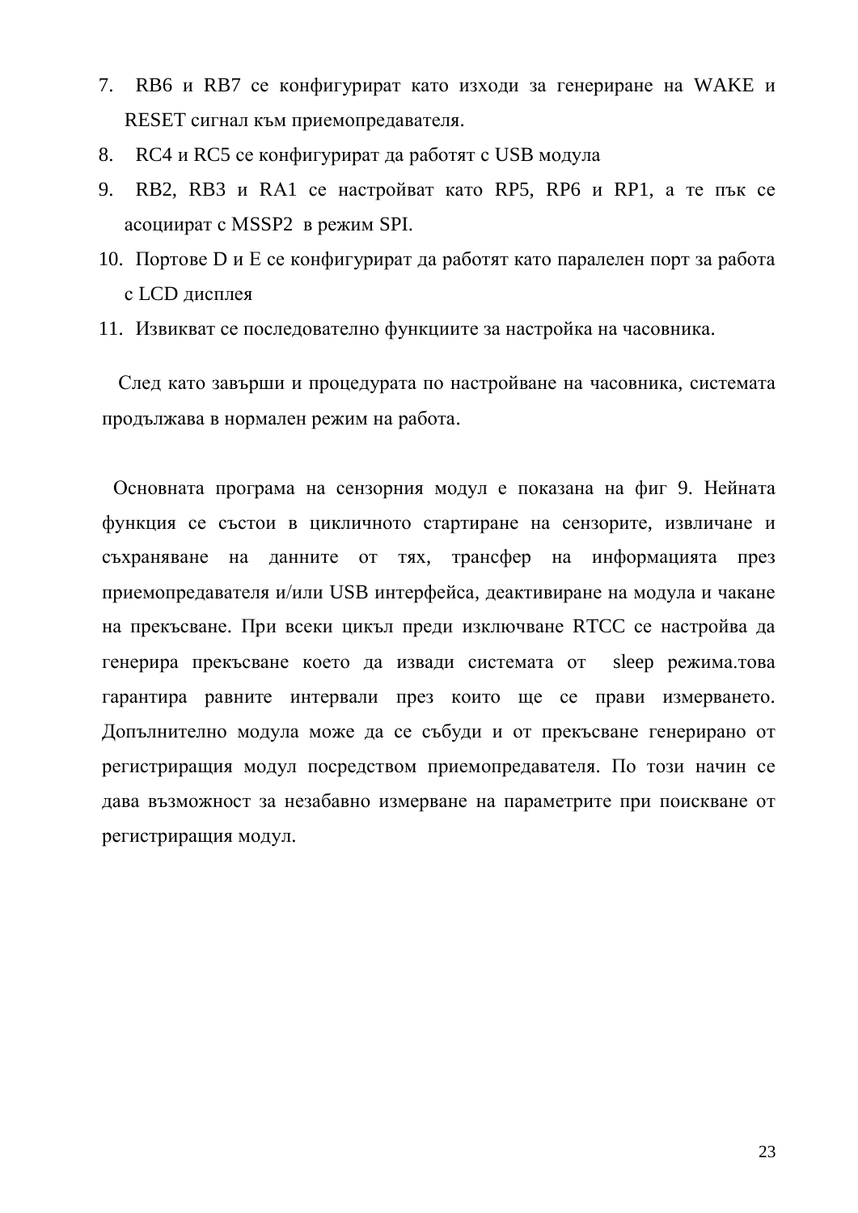7. RB6 и RB7 се конфигурират като изходи за генериране на WAKE и RESET сигнал към приемопредавателя.
8. RC4 и RC5 се конфигурират да работят с USB модула
9. RB2, RB3 и RA1 се настройват като RP5, RP6 и RP1, а те пък се асоциират с MSSP2 в режим SPI.
10. Портове D и E се конфигурират да работят като паралелен порт за работа с LCD дисплея
11. Извикват се последователно функциите за настройка на часовника.

След като завърши и процедурата по настройване на часовника, системата продължава в нормален режим на работа.

Основната програма на сензорния модул е показана на фиг 9. Нейната функция се състои в цикличното стартиране на сензорите, извличане и съхраняване на данните от тях, трансфер на информацията през приемопредавателя и/или USB интерфейса, деактивиране на модула и чакане на прекъсване. При всеки цикъл преди изключване RTCC се настройва да генерира прекъсване което да извади системата от sleep режима.това гарантира равните интервали през които ще се прави измерването. Допълнително модула може да се събуди и от прекъсване генерирано от регистриращия модул посредством приемопредавателя. По този начин се дава възможност за незабавно измерване на параметрите при поискване от регистриращия модул.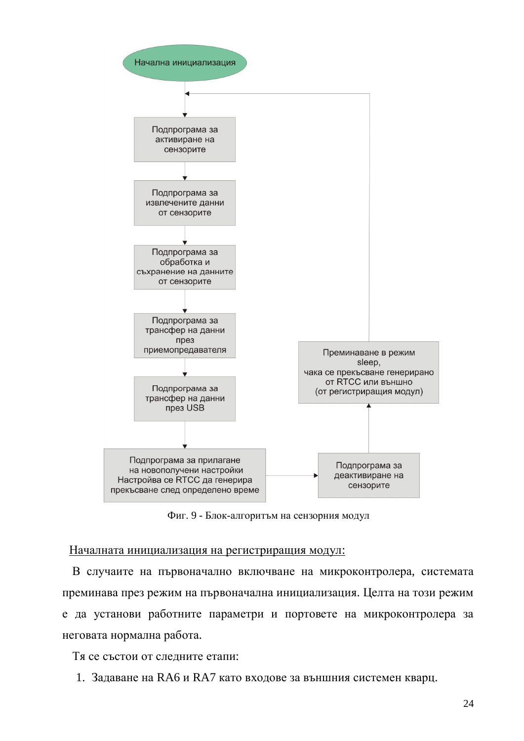Начална инициализация

Подпрограма за активиране на сензорите

Подпрограма за извлечените данни от сензорите

Подпрограма за обработка и съхранение на данните от сензорите

Подпрограма за трансфер на данни през приемопредавателя

Подпрограма за трансфер на данни през USB

Подпрограма за прилагане на новополучени настройки Настройва се RTCC да генерира прекъсване след определено време

Подпрограма за деактивиране на сензорите

Преминаване в режим sleep, чака се прекъсване генерирано от RTCC или външно (от регистриращия модул)

Фиг. 9 - Блок-алгоритъм на сензорния модул

<u>Началната инициализация на регистриращия модул:</u>

В случаите на първоначално включване на микроконтролера, системата преминава през режим на първоначална инициализация. Целта на този режим е да установи работните параметри и портовете на микроконтролера за неговата нормална работа.

Тя се състои от следните етапи:

1. Задаване на RA6 и RA7 като входове за външния системен кварц.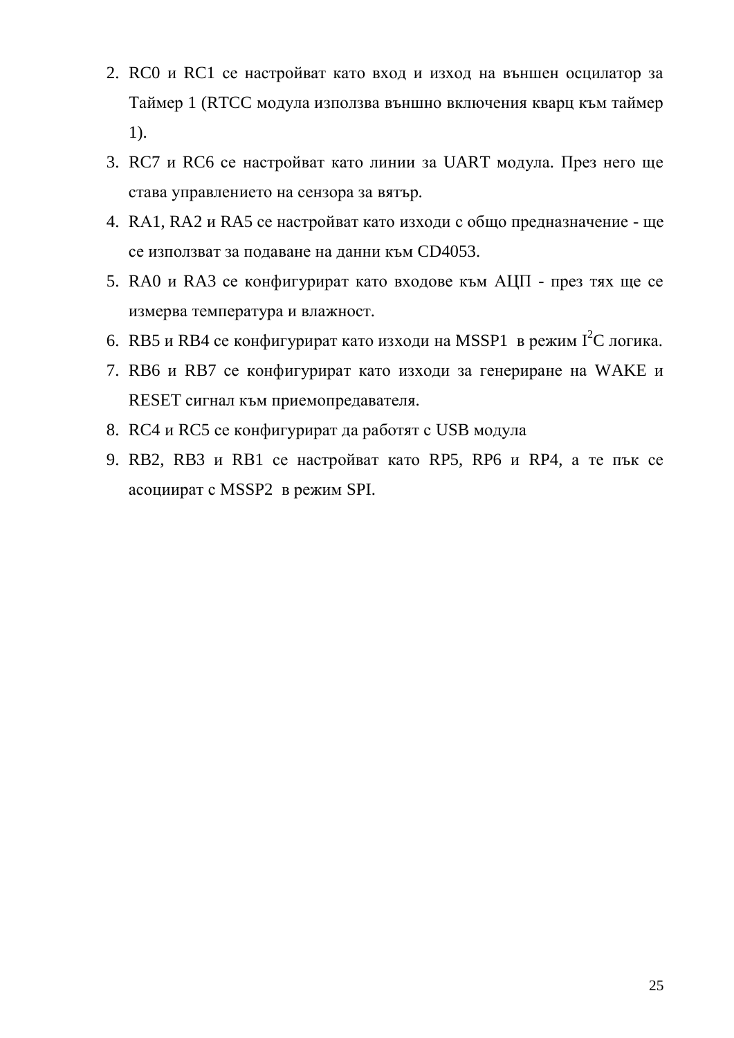2. RC0 и RC1 се настройват като вход и изход на външен осцилатор за Таймер 1 (RTCC модула използва външно включения кварц към таймер 1).
3. RC7 и RC6 се настройват като линии за UART модула. През него ще става управлението на сензора за вятър.
4. RA1, RA2 и RA5 се настройват като изходи с общо предназначение - ще се използват за подаване на данни към CD4053.
5. RA0 и RA3 се конфигурират като входове към АЦП - през тях ще се измерва температура и влажност.
6. RB5 и RB4 се конфигурират като изходи на MSSP1 в режим $I^2C$ логика.
7. RB6 и RB7 се конфигурират като изходи за генериране на WAKE и RESET сигнал към приемопредавателя.
8. RC4 и RC5 се конфигурират да работят с USB модула
9. RB2, RB3 и RB1 се настройват като RP5, RP6 и RP4, а те пък се асоциират с MSSP2 в режим SPI.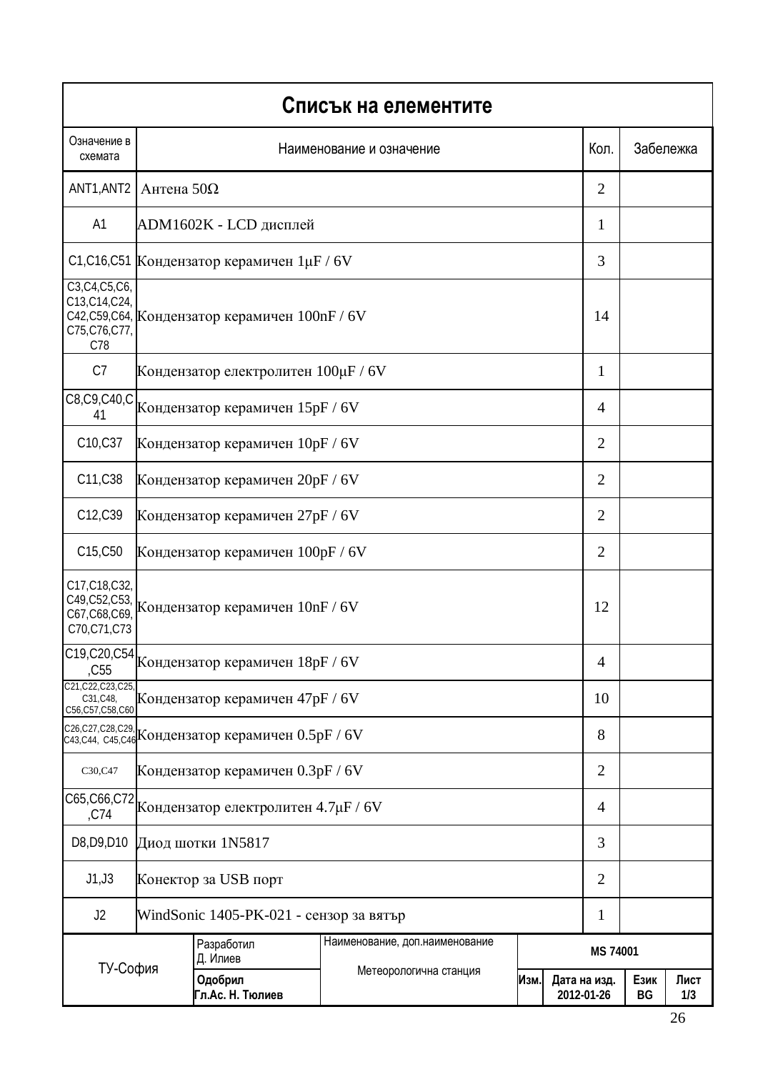# Списък на елементите

| Означение в схемата | Наименование и означение | Кол. | Забележка |
|---|---|---|---|
| ANT1,ANT2 | Антена 50Ω | 2 | |
| A1 | ADM1602K - LCD дисплей | 1 | |
| C1,C16,C51 | Кондензатор керамичен 1μF / 6V | 3 | |
| C3,C4,C5,C6, C13,C14,C24, C42,C59,C64, C75,C76,C77, C78 | Кондензатор керамичен 100nF / 6V | 14 | |
| C7 | Кондензатор електролитен 100μF / 6V | 1 | |
| C8,C9,C40,C41 | Кондензатор керамичен 15pF / 6V | 4 | |
| C10,C37 | Кондензатор керамичен 10pF / 6V | 2 | |
| C11,C38 | Кондензатор керамичен 20pF / 6V | 2 | |
| C12,C39 | Кондензатор керамичен 27pF / 6V | 2 | |
| C15,C50 | Кондензатор керамичен 100pF / 6V | 2 | |
| C17,C18,C32, C49,C52,C53, C67,C68,C69, C70,C71,C73 | Кондензатор керамичен 10nF / 6V | 12 | |
| C19,C20,C54,C55 | Кондензатор керамичен 18pF / 6V | 4 | |
| C21,C22,C23,C25, C31,C48, C56,C57,C58,C60 | Кондензатор керамичен 47pF / 6V | 10 | |
| C26,C27,C28,C29, C43,C44, C45,C46 | Кондензатор керамичен 0.5pF / 6V | 8 | |
| C30,C47 | Кондензатор керамичен 0.3pF / 6V | 2 | |
| C65,C66,C72,C74 | Кондензатор електролитен 4.7μF / 6V | 4 | |
| D8,D9,D10 | Диод шотки 1N5817 | 3 | |
| J1,J3 | Конектор за USB порт | 2 | |
| J2 | WindSonic 1405-PK-021 - сензор за вятър | 1 | |

| ТУ-София | Разработил Д. Илиев | Наименование, доп.наименование Метеорологична станция | MS 74001 | | | |
|---|---|---|---|---|---|---|
| | **Одобрил Гл.Ас. Н. Тюлиев** | | **Изм.** | **Дата на изд. 2012-01-26** | **Език BG** | **Лист 1/3** |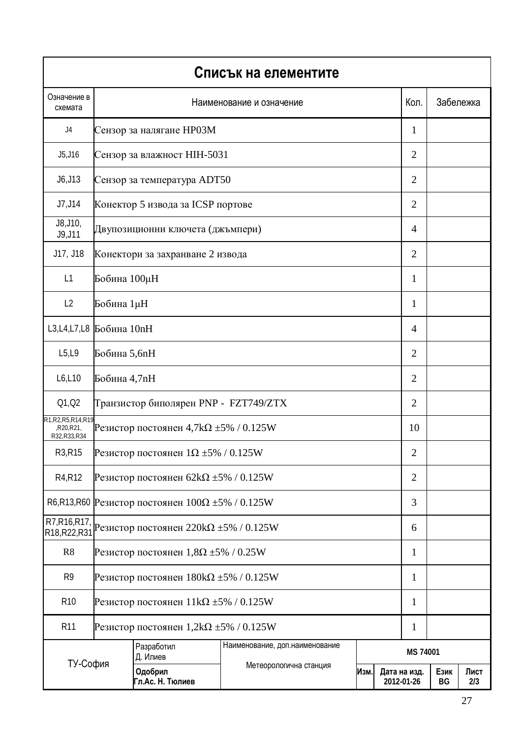# Списък на елементите

| Означение в схемата | Наименование и означение | Кол. | Забележка |
|---|---|---|---|
| J4 | Сензор за налягане HP03M | 1 | |
| J5,J16 | Сензор за влажност HIH-5031 | 2 | |
| J6,J13 | Сензор за температура ADT50 | 2 | |
| J7,J14 | Конектор 5 извода за ICSP портове | 2 | |
| J8,J10, J9,J11 | Двупозиционни ключета (джъмпери) | 4 | |
| J17, J18 | Конектори за захранване 2 извода | 2 | |
| L1 | Бобина 100μH | 1 | |
| L2 | Бобина 1μH | 1 | |
| L3,L4,L7,L8 | Бобина 10nH | 4 | |
| L5,L9 | Бобина 5,6nH | 2 | |
| L6,L10 | Бобина 4,7nH | 2 | |
| Q1,Q2 | Транзистор биполярен PNP - FZT749/ZTX | 2 | |
| R1,R2,R5,R14,R19 ,R20,R21, R32,R33,R34 | Резистор постоянен 4,7kΩ ±5% / 0.125W | 10 | |
| R3,R15 | Резистор постоянен 1Ω ±5% / 0.125W | 2 | |
| R4,R12 | Резистор постоянен 62kΩ ±5% / 0.125W | 2 | |
| R6,R13,R60 | Резистор постоянен 100Ω ±5% / 0.125W | 3 | |
| R7,R16,R17, R18,R22,R31 | Резистор постоянен 220kΩ ±5% / 0.125W | 6 | |
| R8 | Резистор постоянен 1,8Ω ±5% / 0.25W | 1 | |
| R9 | Резистор постоянен 180kΩ ±5% / 0.125W | 1 | |
| R10 | Резистор постоянен 11kΩ ±5% / 0.125W | 1 | |
| R11 | Резистор постоянен 1,2kΩ ±5% / 0.125W | 1 | |

| ТУ-София | Разработил Д. Илиев | Наименование, доп.наименование | MS 74001 | | | |
|---|---|---|---|---|---|---|
| | **Одобрил Гл.Ас. Н. Тюлиев** | Метеорологична станция | **Изм.** | **Дата на изд. 2012-01-26** | **Език BG** | **Лист 2/3** |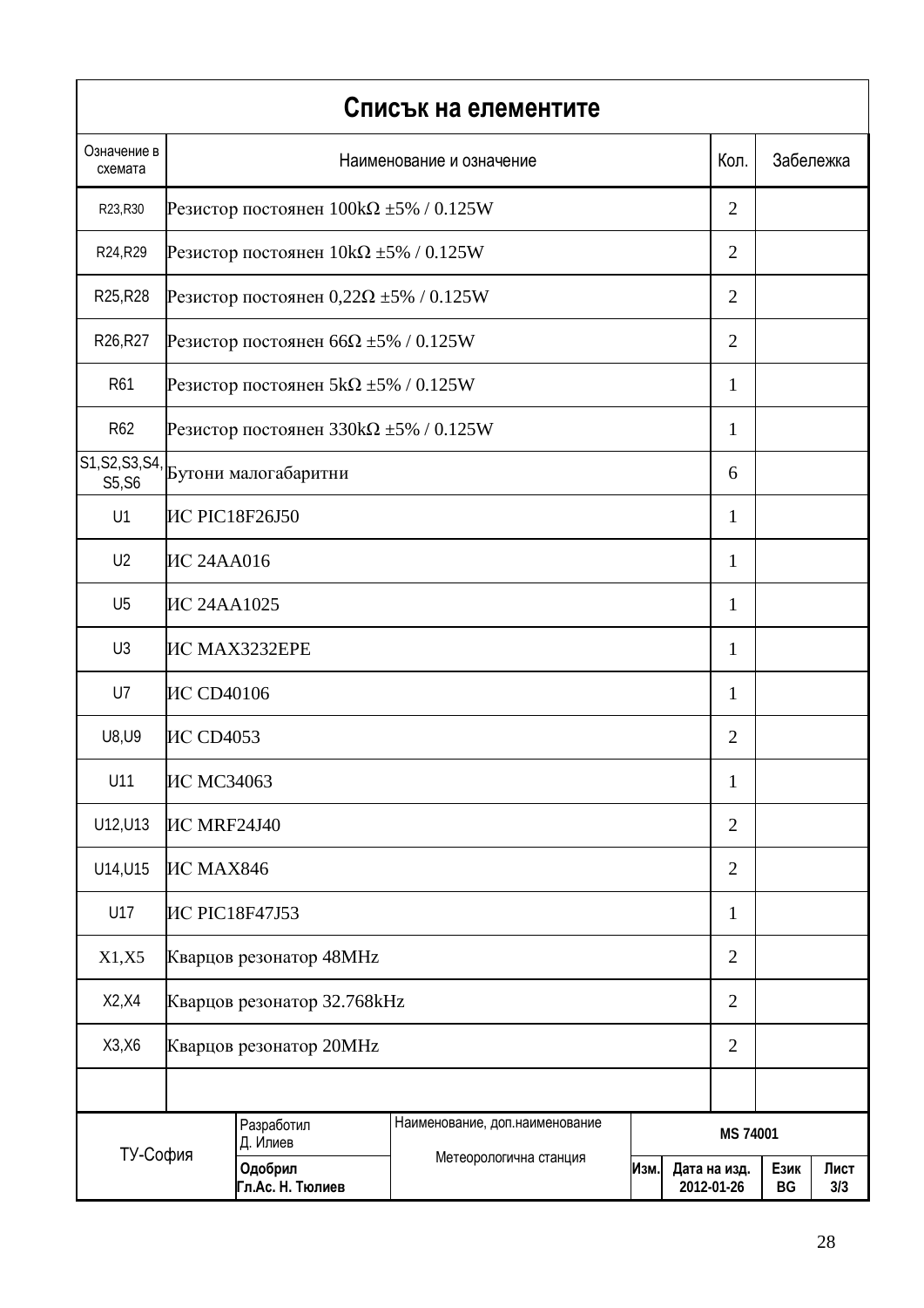# Списък на елементите

| Означение в схемата | Наименование и означение | Кол. | Забележка |
|---|---|---|---|
| R23,R30 | Резистор постоянен 100kΩ ±5% / 0.125W | 2 | |
| R24,R29 | Резистор постоянен 10kΩ ±5% / 0.125W | 2 | |
| R25,R28 | Резистор постоянен 0,22Ω ±5% / 0.125W | 2 | |
| R26,R27 | Резистор постоянен 66Ω ±5% / 0.125W | 2 | |
| R61 | Резистор постоянен 5kΩ ±5% / 0.125W | 1 | |
| R62 | Резистор постоянен 330kΩ ±5% / 0.125W | 1 | |
| S1,S2,S3,S4, S5,S6 | Бутони малогабаритни | 6 | |
| U1 | ИС PIC18F26J50 | 1 | |
| U2 | ИС 24AA016 | 1 | |
| U5 | ИС 24AA1025 | 1 | |
| U3 | ИС MAX3232EPE | 1 | |
| U7 | ИС CD40106 | 1 | |
| U8,U9 | ИС CD4053 | 2 | |
| U11 | ИС MC34063 | 1 | |
| U12,U13 | ИС MRF24J40 | 2 | |
| U14,U15 | ИС MAX846 | 2 | |
| U17 | ИС PIC18F47J53 | 1 | |
| X1,X5 | Кварцов резонатор 48MHz | 2 | |
| X2,X4 | Кварцов резонатор 32.768kHz | 2 | |
| X3,X6 | Кварцов резонатор 20MHz | 2 | |
| | | | |

| ТУ-София | Разработил Д. Илиев | Наименование, доп.наименование Метеорологична станция | MS 74001 | | | |
|---|---|---|---|---|---|---|
| | **Одобрил Гл.Ас. Н. Тюлиев** | | **Изм.** | **Дата на изд. 2012-01-26** | **Език BG** | **Лист 3/3** |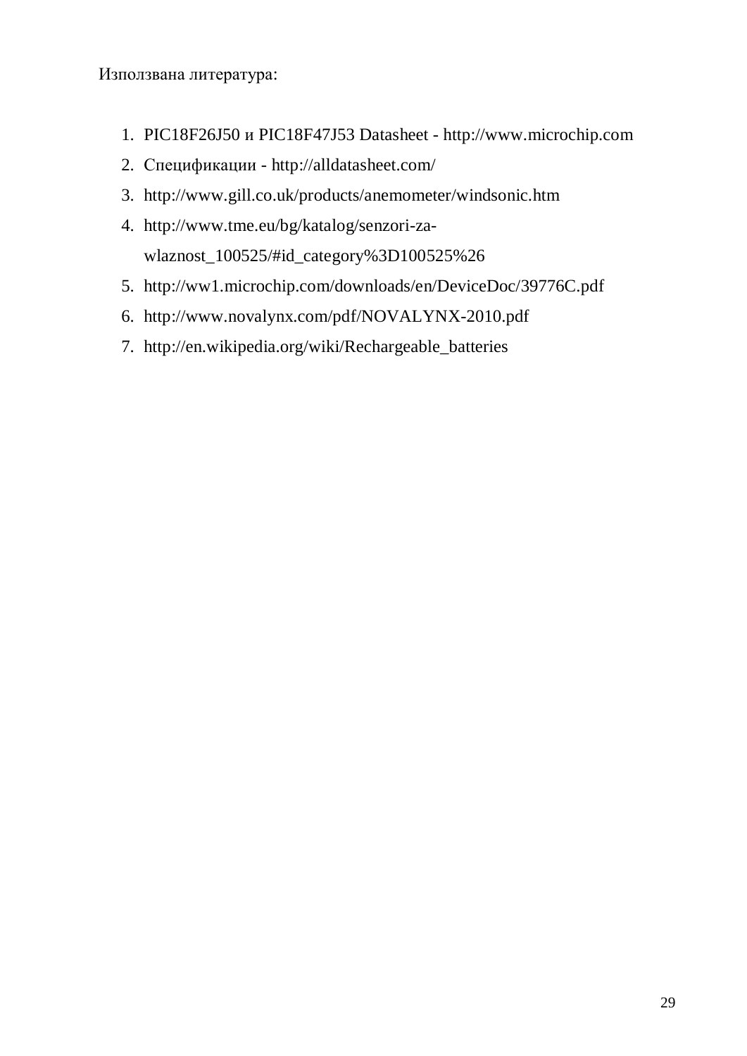Използвана литература:

1. PIC18F26J50 и PIC18F47J53 Datasheet - http://www.microchip.com
2. Спецификации - http://alldatasheet.com/
3. http://www.gill.co.uk/products/anemometer/windsonic.htm
4. http://www.tme.eu/bg/katalog/senzori-za-wlaznost_100525/#id_category%3D100525%26
5. http://ww1.microchip.com/downloads/en/DeviceDoc/39776C.pdf
6. http://www.novalynx.com/pdf/NOVALYNX-2010.pdf
7. http://en.wikipedia.org/wiki/Rechargeable_batteries